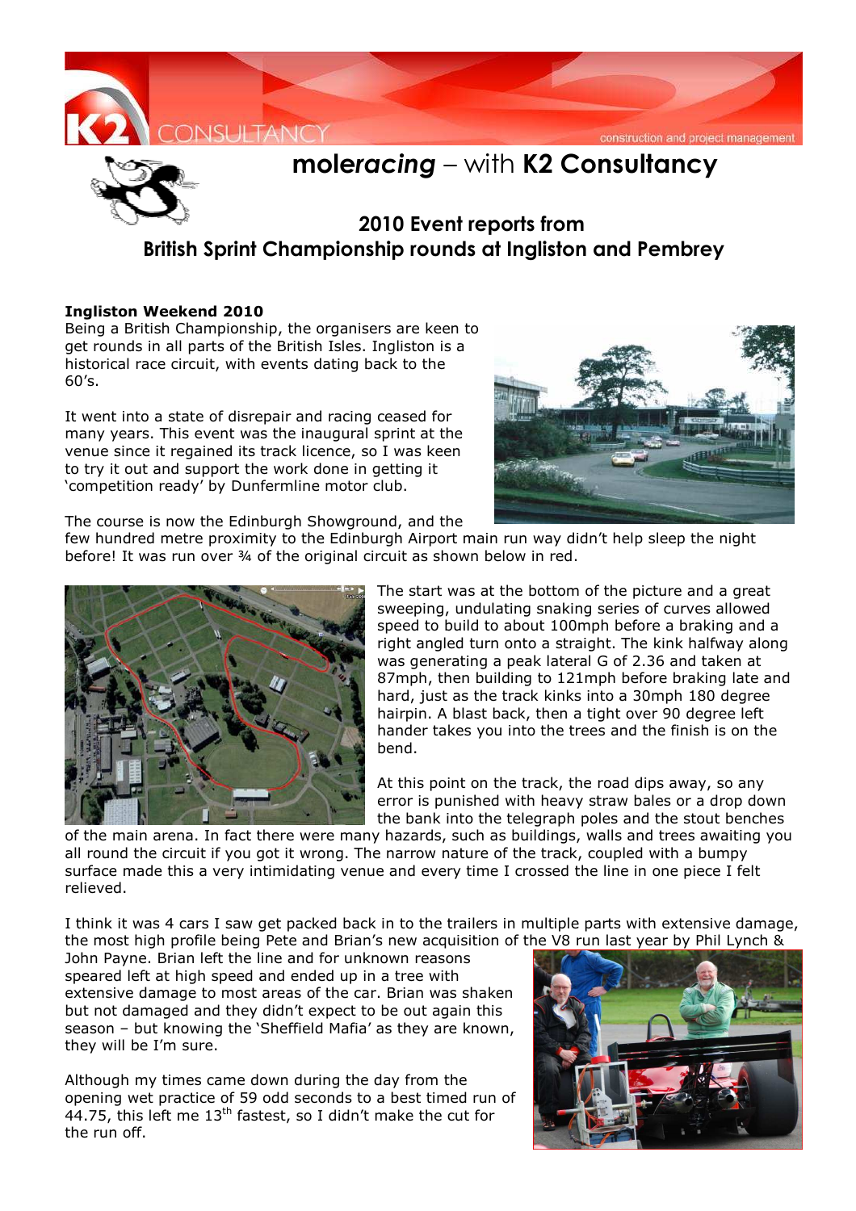# mole*racing* – with **K2 Consultancy**

## 2010 Event reports from British Sprint Championship rounds at Ingliston and Pembrey

**Ingliston Weekend 2010**

Being a British Championship, the organisers are keen to get rounds in all parts of the British Isles. Ingliston is a historical race circuit, with events dating back to the 60's.

It went into a state of disrepair and racing ceased for many years. This event was the inaugural sprint at the venue since it regained its track licence, so I was keen to try it out and support the work done in getting it 'competition ready' by Dunfermline motor club.

The course is now the Edinburgh Showground, and the few hundred metre proximity to the Edinburgh Airport main run way didn't help sleep the night before! It was run over ¾ of the original circuit as shown below in red.

The start was at the bottom of the picture and a great sweeping, undulating snaking series of curves allowed speed to build to about 100mph before a braking and a right angled turn onto a straight. The kink halfway along was generating a peak lateral G of 2.36 and taken at 87mph, then building to 121mph before braking late and hard, just as the track kinks into a 30mph 180 degree hairpin. A blast back, then a tight over 90 degree left hander takes you into the trees and the finish is on the bend.

At this point on the track, the road dips away, so any error is punished with heavy straw bales or a drop down the bank into the telegraph poles and the stout benches of the main arena. In fact there were many hazards, such as buildings, walls and trees awaiting you all round the circuit if you got it wrong. The narrow nature of the track, coupled with a bumpy surface made this a very intimidating venue and every time I crossed the line in one piece I felt relieved.

I think it was 4 cars I saw get packed back in to the trailers in multiple parts with extensive damage, the most high profile being Pete and Brian's new acquisition of the V8 run last year by Phil Lynch & John Payne. Brian left the line and for unknown reasons speared left at high speed and ended up in a tree with extensive damage to most areas of the car. Brian was shaken but not damaged and they didn't expect to be out again this season – but knowing the 'Sheffield Mafia' as they are known, they will be I'm sure.

Although my times came down during the day from the opening wet practice of 59 odd seconds to a best timed run of 44.75, this left me 13th fastest, so I didn't make the cut for the run off.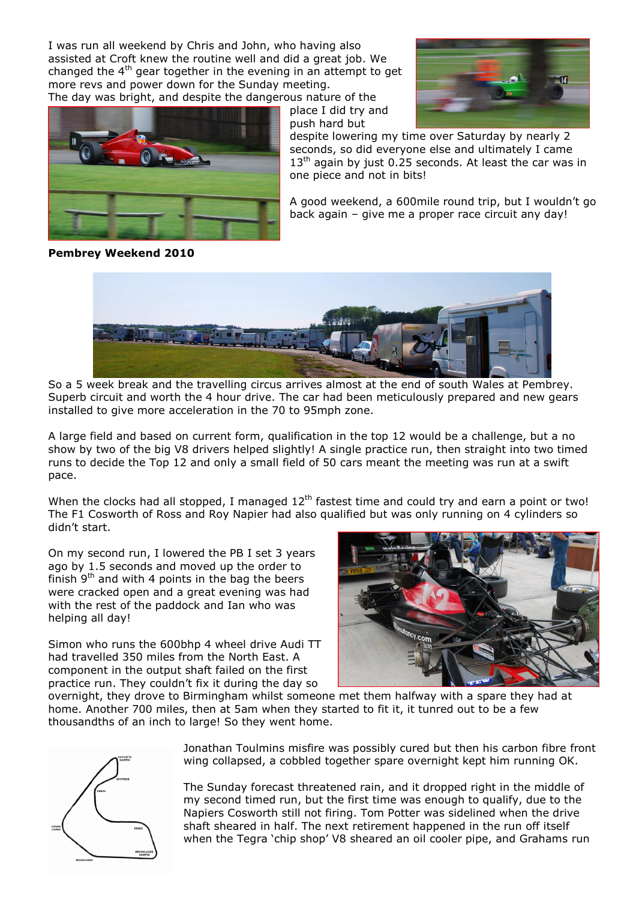I was run all weekend by Chris and John, who having also assisted at Croft knew the routine well and did a great job. We changed the 4th gear together in the evening in an attempt to get more revs and power down for the Sunday meeting.
The day was bright, and despite the dangerous nature of the place I did try and push hard but despite lowering my time over Saturday by nearly 2 seconds, so did everyone else and ultimately I came 13th again by just 0.25 seconds. At least the car was in one piece and not in bits!

A good weekend, a 600mile round trip, but I wouldn't go back again – give me a proper race circuit any day!

**Pembrey Weekend 2010**

So a 5 week break and the travelling circus arrives almost at the end of south Wales at Pembrey. Superb circuit and worth the 4 hour drive. The car had been meticulously prepared and new gears installed to give more acceleration in the 70 to 95mph zone.

A large field and based on current form, qualification in the top 12 would be a challenge, but a no show by two of the big V8 drivers helped slightly! A single practice run, then straight into two timed runs to decide the Top 12 and only a small field of 50 cars meant the meeting was run at a swift pace.

When the clocks had all stopped, I managed 12th fastest time and could try and earn a point or two! The F1 Cosworth of Ross and Roy Napier had also qualified but was only running on 4 cylinders so didn't start.

On my second run, I lowered the PB I set 3 years ago by 1.5 seconds and moved up the order to finish 9th and with 4 points in the bag the beers were cracked open and a great evening was had with the rest of the paddock and Ian who was helping all day!

Simon who runs the 600bhp 4 wheel drive Audi TT had travelled 350 miles from the North East. A component in the output shaft failed on the first practice run. They couldn't fix it during the day so overnight, they drove to Birmingham whilst someone met them halfway with a spare they had at home. Another 700 miles, then at 5am when they started to fit it, it tunred out to be a few thousandths of an inch to large! So they went home.

Jonathan Toulmins misfire was possibly cured but then his carbon fibre front wing collapsed, a cobbled together spare overnight kept him running OK.

The Sunday forecast threatened rain, and it dropped right in the middle of my second timed run, but the first time was enough to qualify, due to the Napiers Cosworth still not firing. Tom Potter was sidelined when the drive shaft sheared in half. The next retirement happened in the run off itself when the Tegra 'chip shop' V8 sheared an oil cooler pipe, and Grahams run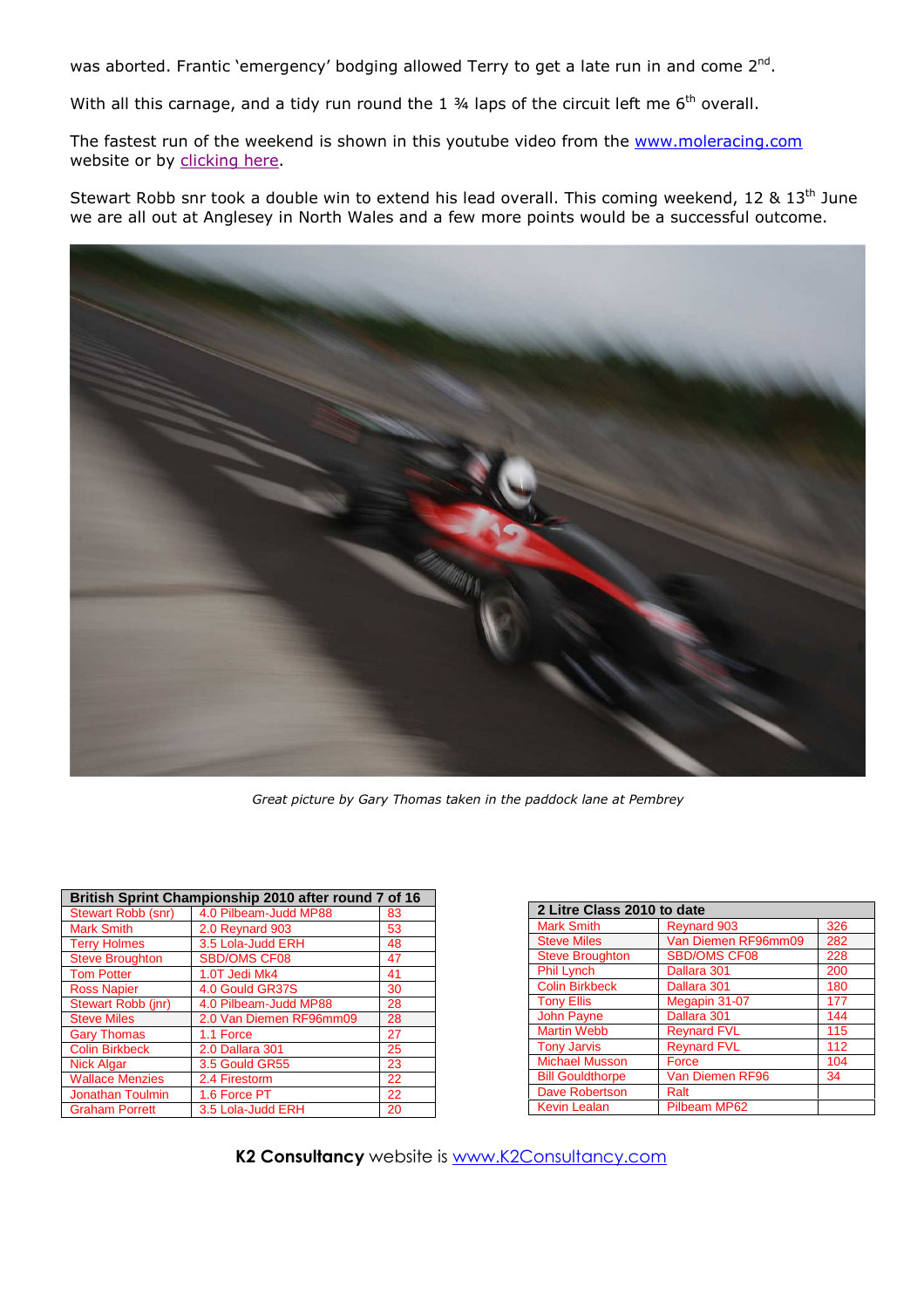was aborted. Frantic 'emergency' bodging allowed Terry to get a late run in and come 2nd.

With all this carnage, and a tidy run round the 1 ¾ laps of the circuit left me 6th overall.

The fastest run of the weekend is shown in this youtube video from the www.moleracing.com website or by clicking here.

Stewart Robb snr took a double win to extend his lead overall. This coming weekend, 12 & 13th June we are all out at Anglesey in North Wales and a few more points would be a successful outcome.

*Great picture by Gary Thomas taken in the paddock lane at Pembrey*

| British Sprint Championship 2010 after round 7 of 16 | | |
|---|---|---|
| Stewart Robb (snr) | 4.0 Pilbeam-Judd MP88 | 83 |
| Mark Smith | 2.0 Reynard 903 | 53 |
| Terry Holmes | 3.5 Lola-Judd ERH | 48 |
| Steve Broughton | SBD/OMS CF08 | 47 |
| Tom Potter | 1.0T Jedi Mk4 | 41 |
| Ross Napier | 4.0 Gould GR37S | 30 |
| Stewart Robb (jnr) | 4.0 Pilbeam-Judd MP88 | 28 |
| Steve Miles | 2.0 Van Diemen RF96mm09 | 28 |
| Gary Thomas | 1.1 Force | 27 |
| Colin Birkbeck | 2.0 Dallara 301 | 25 |
| Nick Algar | 3.5 Gould GR55 | 23 |
| Wallace Menzies | 2.4 Firestorm | 22 |
| Jonathan Toulmin | 1.6 Force PT | 22 |
| Graham Porrett | 3.5 Lola-Judd ERH | 20 |

| 2 Litre Class 2010 to date | | |
|---|---|---|
| Mark Smith | Reynard 903 | 326 |
| Steve Miles | Van Diemen RF96mm09 | 282 |
| Steve Broughton | SBD/OMS CF08 | 228 |
| Phil Lynch | Dallara 301 | 200 |
| Colin Birkbeck | Dallara 301 | 180 |
| Tony Ellis | Megapin 31-07 | 177 |
| John Payne | Dallara 301 | 144 |
| Martin Webb | Reynard FVL | 115 |
| Tony Jarvis | Reynard FVL | 112 |
| Michael Musson | Force | 104 |
| Bill Gouldthorpe | Van Diemen RF96 | 34 |
| Dave Robertson | Ralt | |
| Kevin Lealan | Pilbeam MP62 | |

**K2 Consultancy** website is www.K2Consultancy.com